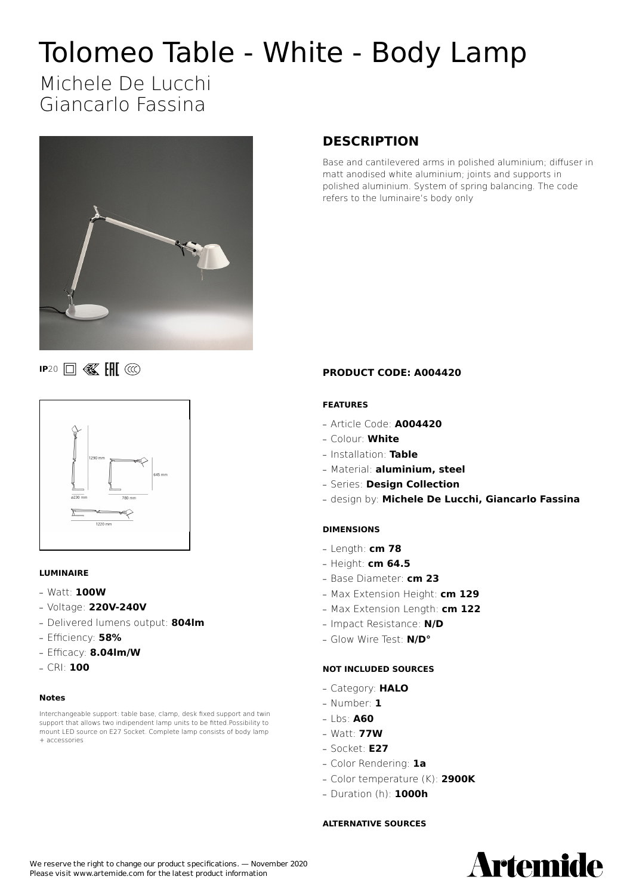# Tolomeo Table - White - Body Lamp

Michele De Lucchi
Giancarlo Fassina

## DESCRIPTION

Base and cantilevered arms in polished aluminium; diffuser in matt anodised white aluminium; joints and supports in polished aluminium. System of spring balancing. The code refers to the luminaire's body only

**IP**20

### PRODUCT CODE: A004420

#### FEATURES

- Article Code: **A004420**
- Colour: **White**
- Installation: **Table**
- Material: **aluminium, steel**
- Series: **Design Collection**
- design by: **Michele De Lucchi, Giancarlo Fassina**

#### DIMENSIONS

- Length: **cm 78**
- Height: **cm 64.5**
- Base Diameter: **cm 23**
- Max Extension Height: **cm 129**
- Max Extension Length: **cm 122**
- Impact Resistance: **N/D**
- Glow Wire Test: **N/D°**

#### NOT INCLUDED SOURCES

- Category: **HALO**
- Number: **1**
- Lbs: **A60**
- Watt: **77W**
- Socket: **E27**
- Color Rendering: **1a**
- Color temperature (K): **2900K**
- Duration (h): **1000h**

#### ALTERNATIVE SOURCES

#### LUMINAIRE

- Watt: **100W**
- Voltage: **220V-240V**
- Delivered lumens output: **804lm**
- Efficiency: **58%**
- Efficacy: **8.04lm/W**
- CRI: **100**

#### Notes

Interchangeable support: table base, clamp, desk fixed support and twin support that allows two indipendent lamp units to be fitted.Possibility to mount LED source on E27 Socket. Complete lamp consists of body lamp + accessories

We reserve the right to change our product specifications. — November 2020
Please visit www.artemide.com for the latest product information

Artemide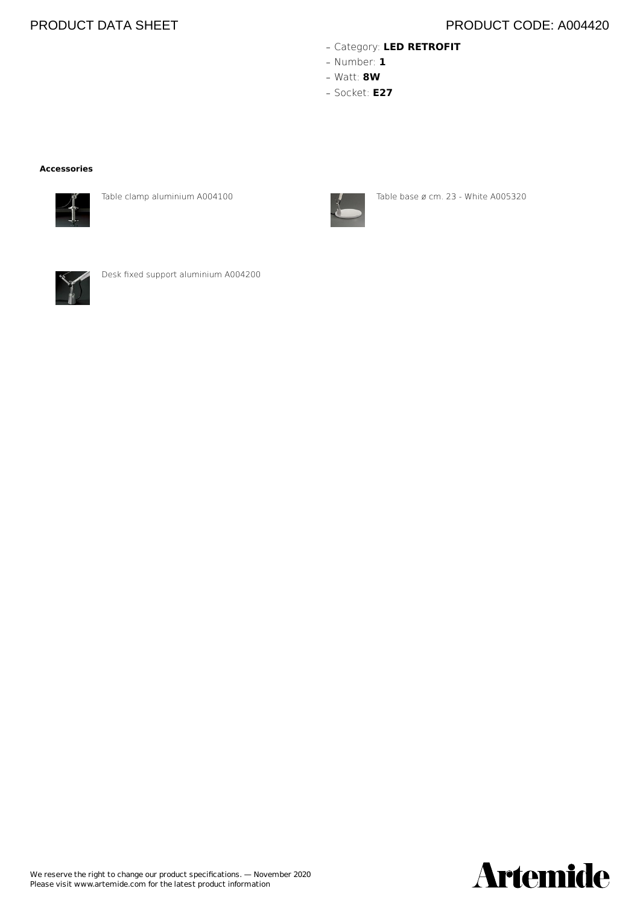PRODUCT DATA SHEET

PRODUCT CODE: A004420

- Category: **LED RETROFIT**
- Number: **1**
- Watt: **8W**
- Socket: **E27**

**Accessories**

Table clamp aluminium A004100

Table base ø cm. 23 - White A005320

Desk fixed support aluminium A004200

We reserve the right to change our product specifications. — November 2020
Please visit www.artemide.com for the latest product information